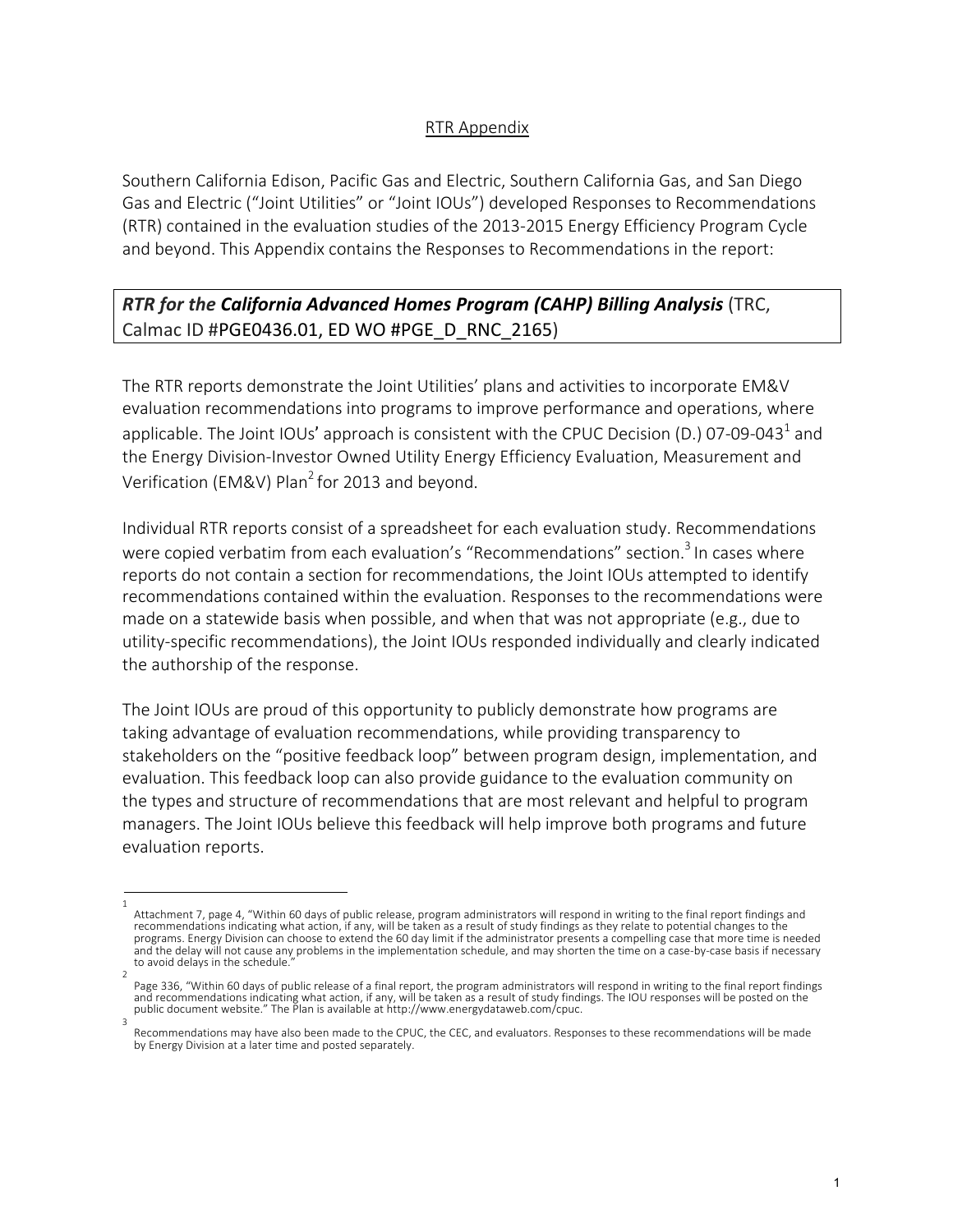# RTR Appendix

Southern California Edison, Pacific Gas and Electric, Southern California Gas, and San Diego Gas and Electric ("Joint Utilities" or "Joint IOUs") developed Responses to Recommendations (RTR) contained in the evaluation studies of the 2013-2015 Energy Efficiency Program Cycle and beyond. This Appendix contains the Responses to Recommendations in the report:

***RTR for the California Advanced Homes Program (CAHP) Billing Analysis*** (TRC, Calmac ID #PGE0436.01, ED WO #PGE_D_RNC_2165)

The RTR reports demonstrate the Joint Utilities' plans and activities to incorporate EM&V evaluation recommendations into programs to improve performance and operations, where applicable. The Joint IOUs' approach is consistent with the CPUC Decision (D.) 07-09-043[1] and the Energy Division-Investor Owned Utility Energy Efficiency Evaluation, Measurement and Verification (EM&V) Plan[2] for 2013 and beyond.

Individual RTR reports consist of a spreadsheet for each evaluation study. Recommendations were copied verbatim from each evaluation's "Recommendations" section.[3] In cases where reports do not contain a section for recommendations, the Joint IOUs attempted to identify recommendations contained within the evaluation. Responses to the recommendations were made on a statewide basis when possible, and when that was not appropriate (e.g., due to utility-specific recommendations), the Joint IOUs responded individually and clearly indicated the authorship of the response.

The Joint IOUs are proud of this opportunity to publicly demonstrate how programs are taking advantage of evaluation recommendations, while providing transparency to stakeholders on the "positive feedback loop" between program design, implementation, and evaluation. This feedback loop can also provide guidance to the evaluation community on the types and structure of recommendations that are most relevant and helpful to program managers. The Joint IOUs believe this feedback will help improve both programs and future evaluation reports.

---

[1] Attachment 7, page 4, "Within 60 days of public release, program administrators will respond in writing to the final report findings and recommendations indicating what action, if any, will be taken as a result of study findings as they relate to potential changes to the programs. Energy Division can choose to extend the 60 day limit if the administrator presents a compelling case that more time is needed and the delay will not cause any problems in the implementation schedule, and may shorten the time on a case-by-case basis if necessary to avoid delays in the schedule."

[2] Page 336, "Within 60 days of public release of a final report, the program administrators will respond in writing to the final report findings and recommendations indicating what action, if any, will be taken as a result of study findings. The IOU responses will be posted on the public document website." The Plan is available at http://www.energydataweb.com/cpuc.

[3] Recommendations may have also been made to the CPUC, the CEC, and evaluators. Responses to these recommendations will be made by Energy Division at a later time and posted separately.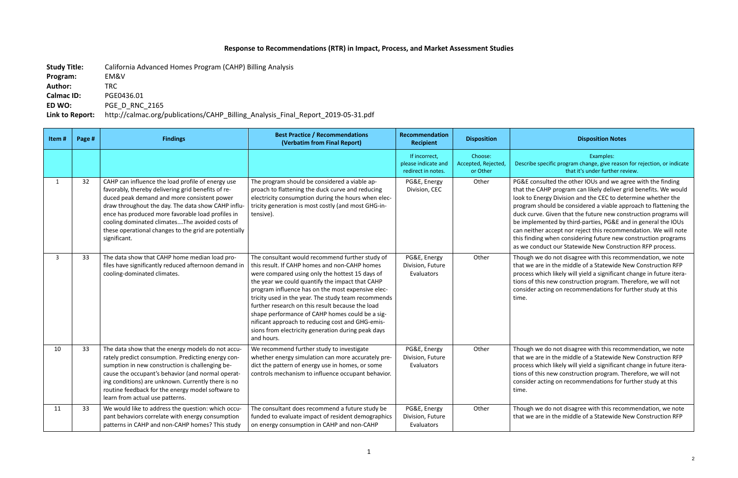# Response to Recommendations (RTR) in Impact, Process, and Market Assessment Studies

**Study Title:** California Advanced Homes Program (CAHP) Billing Analysis
**Program:** EM&V
**Author:** TRC
**Calmac ID:** PGE0436.01
**ED WO:** PGE_D_RNC_2165
**Link to Report:** http://calmac.org/publications/CAHP_Billing_Analysis_Final_Report_2019-05-31.pdf

| Item # | Page # | Findings | Best Practice / Recommendations (Verbatim from Final Report) | Recommendation Recipient | Disposition | Disposition Notes |
|---|---|---|---|---|---|---|
| | | | | If incorrect, please indicate and redirect in notes. | Choose: Accepted, Rejected, or Other | Examples: Describe specific program change, give reason for rejection, or indicate that it's under further review. |
| 1 | 32 | CAHP can influence the load profile of energy use favorably, thereby delivering grid benefits of reduced peak demand and more consistent power draw throughout the day. The data show CAHP influence has produced more favorable load profiles in cooling dominated climates....The avoided costs of these operational changes to the grid are potentially significant. | The program should be considered a viable approach to flattening the duck curve and reducing electricity consumption during the hours when electricity generation is most costly (and most GHG-intensive). | PG&E, Energy Division, CEC | Other | PG&E consulted the other IOUs and we agree with the finding that the CAHP program can likely deliver grid benefits. We would look to Energy Division and the CEC to determine whether the program should be considered a viable approach to flattening the duck curve. Given that the future new construction programs will be implemented by third-parties, PG&E and in general the IOUs can neither accept nor reject this recommendation. We will note this finding when considering future new construction programs as we conduct our Statewide New Construction RFP process. |
| 3 | 33 | The data show that CAHP home median load profiles have significantly reduced afternoon demand in cooling-dominated climates. | The consultant would recommend further study of this result. If CAHP homes and non-CAHP homes were compared using only the hottest 15 days of the year we could quantify the impact that CAHP program influence has on the most expensive electricity used in the year. The study team recommends further research on this result because the load shape performance of CAHP homes could be a significant approach to reducing cost and GHG-emissions from electricity generation during peak days and hours. | PG&E, Energy Division, Future Evaluators | Other | Though we do not disagree with this recommendation, we note that we are in the middle of a Statewide New Construction RFP process which likely will yield a significant change in future iterations of this new construction program. Therefore, we will not consider acting on recommendations for further study at this time. |
| 10 | 33 | The data show that the energy models do not accurately predict consumption. Predicting energy consumption in new construction is challenging because the occupant's behavior (and normal operating conditions) are unknown. Currently there is no routine feedback for the energy model software to learn from actual use patterns. | We recommend further study to investigate whether energy simulation can more accurately predict the pattern of energy use in homes, or some controls mechanism to influence occupant behavior. | PG&E, Energy Division, Future Evaluators | Other | Though we do not disagree with this recommendation, we note that we are in the middle of a Statewide New Construction RFP process which likely will yield a significant change in future iterations of this new construction program. Therefore, we will not consider acting on recommendations for further study at this time. |
| 11 | 33 | We would like to address the question: which occupant behaviors correlate with energy consumption patterns in CAHP and non-CAHP homes? This study | The consultant does recommend a future study be funded to evaluate impact of resident demographics on energy consumption in CAHP and non-CAHP | PG&E, Energy Division, Future Evaluators | Other | Though we do not disagree with this recommendation, we note that we are in the middle of a Statewide New Construction RFP |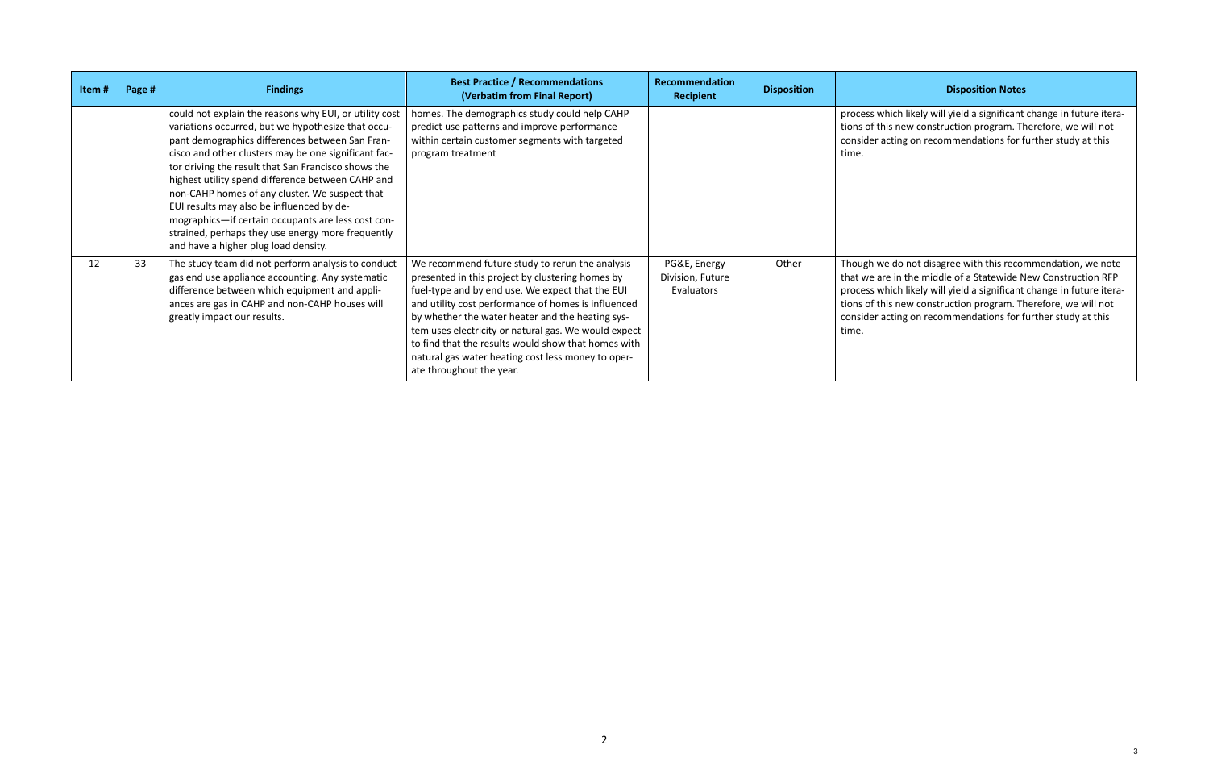| Item # | Page # | Findings | Best Practice / Recommendations (Verbatim from Final Report) | Recommendation Recipient | Disposition | Disposition Notes |
|---|---|---|---|---|---|---|
| | | could not explain the reasons why EUI, or utility cost variations occurred, but we hypothesize that occupant demographics differences between San Francisco and other clusters may be one significant factor driving the result that San Francisco shows the highest utility spend difference between CAHP and non-CAHP homes of any cluster. We suspect that EUI results may also be influenced by demographics—if certain occupants are less cost constrained, perhaps they use energy more frequently and have a higher plug load density. | homes. The demographics study could help CAHP predict use patterns and improve performance within certain customer segments with targeted program treatment | | | process which likely will yield a significant change in future iterations of this new construction program. Therefore, we will not consider acting on recommendations for further study at this time. |
| 12 | 33 | The study team did not perform analysis to conduct gas end use appliance accounting. Any systematic difference between which equipment and appliances are gas in CAHP and non-CAHP houses will greatly impact our results. | We recommend future study to rerun the analysis presented in this project by clustering homes by fuel-type and by end use. We expect that the EUI and utility cost performance of homes is influenced by whether the water heater and the heating system uses electricity or natural gas. We would expect to find that the results would show that homes with natural gas water heating cost less money to operate throughout the year. | PG&E, Energy Division, Future Evaluators | Other | Though we do not disagree with this recommendation, we note that we are in the middle of a Statewide New Construction RFP process which likely will yield a significant change in future iterations of this new construction program. Therefore, we will not consider acting on recommendations for further study at this time. |